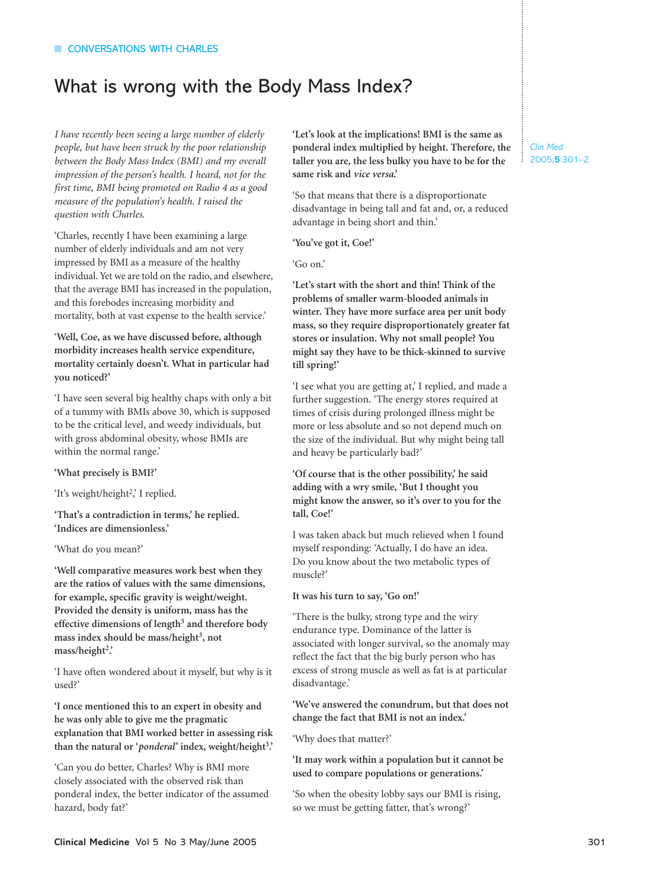CONVERSATIONS WITH CHARLES

# What is wrong with the Body Mass Index?

*I have recently been seeing a large number of elderly people, but have been struck by the poor relationship between the Body Mass Index (BMI) and my overall impression of the person's health. I heard, not for the first time, BMI being promoted on Radio 4 as a good measure of the population's health. I raised the question with Charles.*

'Charles, recently I have been examining a large number of elderly individuals and am not very impressed by BMI as a measure of the healthy individual. Yet we are told on the radio, and elsewhere, that the average BMI has increased in the population, and this forebodes increasing morbidity and mortality, both at vast expense to the health service.'

**'Well, Coe, as we have discussed before, although morbidity increases health service expenditure, mortality certainly doesn't. What in particular had you noticed?'**

'I have seen several big healthy chaps with only a bit of a tummy with BMIs above 30, which is supposed to be the critical level, and weedy individuals, but with gross abdominal obesity, whose BMIs are within the normal range.'

**'What precisely is BMI?'**

'It's weight/height$^2$,' I replied.

**'That's a contradiction in terms,' he replied. 'Indices are dimensionless.'**

'What do you mean?'

**'Well comparative measures work best when they are the ratios of values with the same dimensions, for example, specific gravity is weight/weight. Provided the density is uniform, mass has the effective dimensions of length$^3$ and therefore body mass index should be mass/height$^3$, not mass/height$^2$.'**

'I have often wondered about it myself, but why is it used?'

**'I once mentioned this to an expert in obesity and he was only able to give me the pragmatic explanation that BMI worked better in assessing risk than the natural or '*ponderal*' index, weight/height$^3$.'**

'Can you do better, Charles? Why is BMI more closely associated with the observed risk than ponderal index, the better indicator of the assumed hazard, body fat?'

**'Let's look at the implications! BMI is the same as ponderal index multiplied by height. Therefore, the taller you are, the less bulky you have to be for the same risk and *vice versa*.'**

'So that means that there is a disproportionate disadvantage in being tall and fat and, or, a reduced advantage in being short and thin.'

**'You've got it, Coe!'**

'Go on.'

**'Let's start with the short and thin! Think of the problems of smaller warm-blooded animals in winter. They have more surface area per unit body mass, so they require disproportionately greater fat stores or insulation. Why not small people? You might say they have to be thick-skinned to survive till spring!'**

'I see what you are getting at,' I replied, and made a further suggestion. 'The energy stores required at times of crisis during prolonged illness might be more or less absolute and so not depend much on the size of the individual. But why might being tall and heavy be particularly bad?'

**'Of course that is the other possibility,' he said adding with a wry smile, 'But I thought you might know the answer, so it's over to you for the tall, Coe!'**

I was taken aback but much relieved when I found myself responding: 'Actually, I do have an idea. Do you know about the two metabolic types of muscle?'

**It was his turn to say, 'Go on!'**

'There is the bulky, strong type and the wiry endurance type. Dominance of the latter is associated with longer survival, so the anomaly may reflect the fact that the big burly person who has excess of strong muscle as well as fat is at particular disadvantage.'

**'We've answered the conundrum, but that does not change the fact that BMI is not an index.'**

'Why does that matter?'

**'It may work within a population but it cannot be used to compare populations or generations.'**

'So when the obesity lobby says our BMI is rising, so we must be getting fatter, that's wrong?'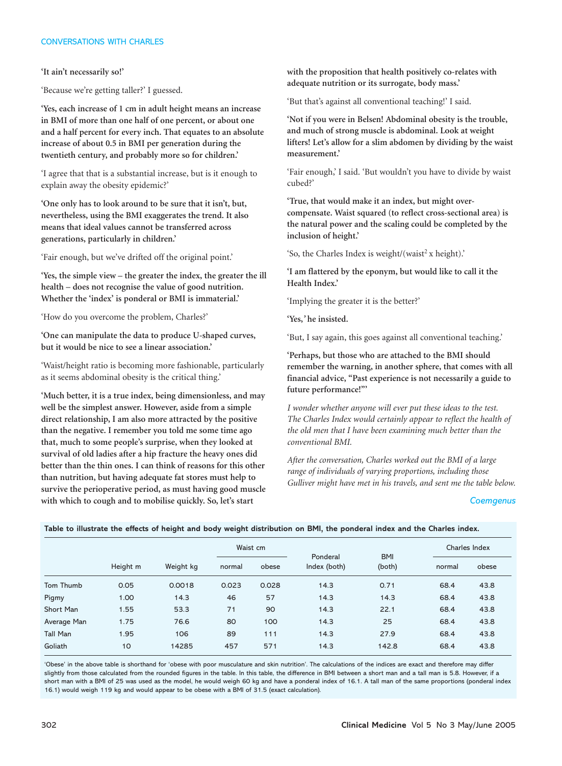**'It ain't necessarily so!'**

'Because we're getting taller?' I guessed.

**'Yes, each increase of 1 cm in adult height means an increase in BMI of more than one half of one percent, or about one and a half percent for every inch. That equates to an absolute increase of about 0.5 in BMI per generation during the twentieth century, and probably more so for children.'**

'I agree that that is a substantial increase, but is it enough to explain away the obesity epidemic?'

**'One only has to look around to be sure that it isn't, but, nevertheless, using the BMI exaggerates the trend. It also means that ideal values cannot be transferred across generations, particularly in children.'**

'Fair enough, but we've drifted off the original point.'

**'Yes, the simple view – the greater the index, the greater the ill health – does not recognise the value of good nutrition. Whether the 'index' is ponderal or BMI is immaterial.'**

'How do you overcome the problem, Charles?'

**'One can manipulate the data to produce U-shaped curves, but it would be nice to see a linear association.'**

'Waist/height ratio is becoming more fashionable, particularly as it seems abdominal obesity is the critical thing.'

**'Much better, it is a true index, being dimensionless, and may well be the simplest answer. However, aside from a simple direct relationship, I am also more attracted by the positive than the negative. I remember you told me some time ago that, much to some people's surprise, when they looked at survival of old ladies after a hip fracture the heavy ones did better than the thin ones. I can think of reasons for this other than nutrition, but having adequate fat stores must help to survive the perioperative period, as must having good muscle with which to cough and to mobilise quickly. So, let's start with the proposition that health positively co-relates with adequate nutrition or its surrogate, body mass.'**

'But that's against all conventional teaching!' I said.

**'Not if you were in Belsen! Abdominal obesity is the trouble, and much of strong muscle is abdominal. Look at weight lifters! Let's allow for a slim abdomen by dividing by the waist measurement.'**

'Fair enough,' I said. 'But wouldn't you have to divide by waist cubed?'

**'True, that would make it an index, but might over-compensate. Waist squared (to reflect cross-sectional area) is the natural power and the scaling could be completed by the inclusion of height.'**

'So, the Charles Index is weight/(waist$^2$ x height).'

**'I am flattered by the eponym, but would like to call it the Health Index.'**

'Implying the greater it is the better?'

**'Yes,' he insisted.**

'But, I say again, this goes against all conventional teaching.'

**'Perhaps, but those who are attached to the BMI should remember the warning, in another sphere, that comes with all financial advice, "Past experience is not necessarily a guide to future performance!"'**

*I wonder whether anyone will ever put these ideas to the test. The Charles Index would certainly appear to reflect the health of the old men that I have been examining much better than the conventional BMI.*

*After the conversation, Charles worked out the BMI of a large range of individuals of varying proportions, including those Gulliver might have met in his travels, and sent me the table below.*

*Coemgenus*

**Table to illustrate the effects of height and body weight distribution on BMI, the ponderal index and the Charles index.**

| | Height m | Weight kg | Waist cm | | Ponderal Index (both) | BMI (both) | Charles Index | |
|---|---|---|---|---|---|---|---|---|
| | | | normal | obese | | | normal | obese |
| Tom Thumb | 0.05 | 0.0018 | 0.023 | 0.028 | 14.3 | 0.71 | 68.4 | 43.8 |
| Pigmy | 1.00 | 14.3 | 46 | 57 | 14.3 | 14.3 | 68.4 | 43.8 |
| Short Man | 1.55 | 53.3 | 71 | 90 | 14.3 | 22.1 | 68.4 | 43.8 |
| Average Man | 1.75 | 76.6 | 80 | 100 | 14.3 | 25 | 68.4 | 43.8 |
| Tall Man | 1.95 | 106 | 89 | 111 | 14.3 | 27.9 | 68.4 | 43.8 |
| Goliath | 10 | 14285 | 457 | 571 | 14.3 | 142.8 | 68.4 | 43.8 |

'Obese' in the above table is shorthand for 'obese with poor musculature and skin nutrition'. The calculations of the indices are exact and therefore may differ slightly from those calculated from the rounded figures in the table. In this table, the difference in BMI between a short man and a tall man is 5.8. However, if a short man with a BMI of 25 was used as the model, he would weigh 60 kg and have a ponderal index of 16.1. A tall man of the same proportions (ponderal index 16.1) would weigh 119 kg and would appear to be obese with a BMI of 31.5 (exact calculation).